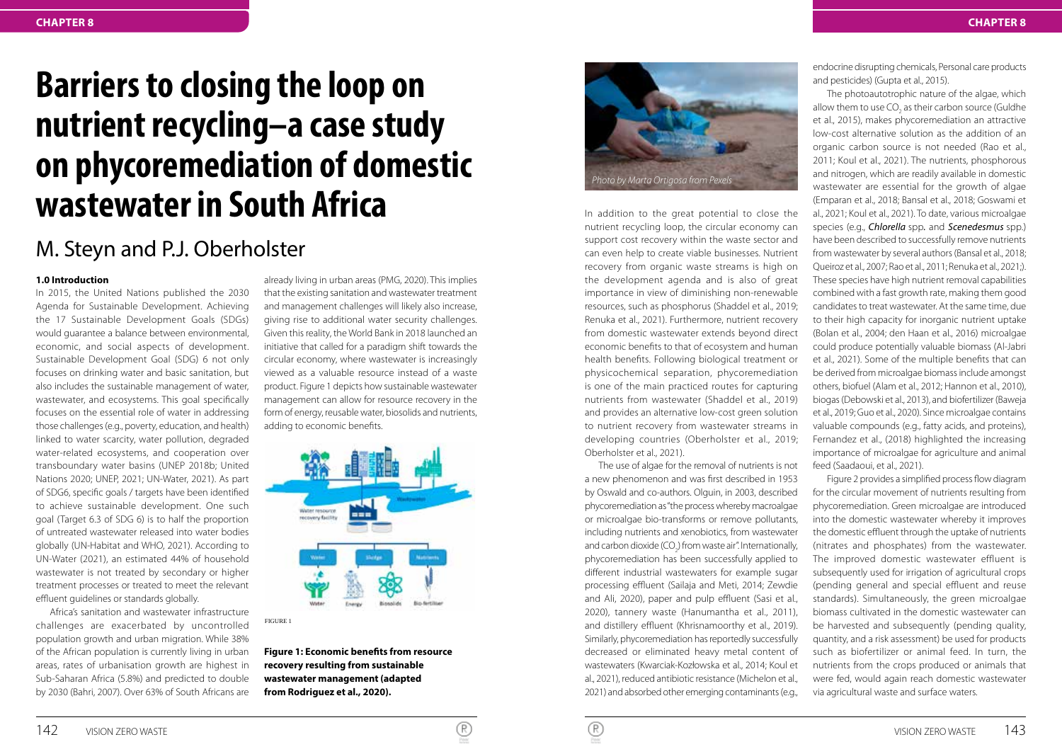# Barriers to closing the loop on nutrient recycling–a case study on phycoremediation of domestic wastewater in South Africa

## M. Steyn and P.J. Oberholster

### 1.0 Introduction

In 2015, the United Nations published the 2030 Agenda for Sustainable Development. Achieving the 17 Sustainable Development Goals (SDGs) would guarantee a balance between environmental, economic, and social aspects of development. Sustainable Development Goal (SDG) 6 not only focuses on drinking water and basic sanitation, but also includes the sustainable management of water, wastewater, and ecosystems. This goal specifically focuses on the essential role of water in addressing those challenges (e.g., poverty, education, and health) linked to water scarcity, water pollution, degraded water-related ecosystems, and cooperation over transboundary water basins (UNEP 2018b; United Nations 2020; UNEP, 2021; UN-Water, 2021). As part of SDG6, specific goals / targets have been identified to achieve sustainable development. One such goal (Target 6.3 of SDG 6) is to half the proportion of untreated wastewater released into water bodies globally (UN-Habitat and WHO, 2021). According to UN-Water (2021), an estimated 44% of household wastewater is not treated by secondary or higher treatment processes or treated to meet the relevant effluent guidelines or standards globally.

Africa's sanitation and wastewater infrastructure challenges are exacerbated by uncontrolled population growth and urban migration. While 38% of the African population is currently living in urban areas, rates of urbanisation growth are highest in Sub-Saharan Africa (5.8%) and predicted to double by 2030 (Bahri, 2007). Over 63% of South Africans are already living in urban areas (PMG, 2020). This implies that the existing sanitation and wastewater treatment and management challenges will likely also increase, giving rise to additional water security challenges. Given this reality, the World Bank in 2018 launched an initiative that called for a paradigm shift towards the circular economy, where wastewater is increasingly viewed as a valuable resource instead of a waste product. Figure 1 depicts how sustainable wastewater management can allow for resource recovery in the form of energy, reusable water, biosolids and nutrients, adding to economic benefits.

FIGURE 1

**Figure 1: Economic benefits from resource recovery resulting from sustainable wastewater management (adapted from Rodriguez et al., 2020).**

*Photo by Marta Ortigosa from Pexels*

In addition to the great potential to close the nutrient recycling loop, the circular economy can support cost recovery within the waste sector and can even help to create viable businesses. Nutrient recovery from organic waste streams is high on the development agenda and is also of great importance in view of diminishing non-renewable resources, such as phosphorus (Shaddel et al., 2019; Renuka et al., 2021). Furthermore, nutrient recovery from domestic wastewater extends beyond direct economic benefits to that of ecosystem and human health benefits. Following biological treatment or physicochemical separation, phycoremediation is one of the main practiced routes for capturing nutrients from wastewater (Shaddel et al., 2019) and provides an alternative low-cost green solution to nutrient recovery from wastewater streams in developing countries (Oberholster et al., 2019; Oberholster et al., 2021).

The use of algae for the removal of nutrients is not a new phenomenon and was first described in 1953 by Oswald and co-authors. Olguin, in 2003, described phycoremediation as "the process whereby macroalgae or microalgae bio-transforms or remove pollutants, including nutrients and xenobiotics, from wastewater and carbon dioxide ($CO_2$) from waste air". Internationally, phycoremediation has been successfully applied to different industrial wastewaters for example sugar processing effluent (Sailaja and Meti, 2014; Zewdie and Ali, 2020), paper and pulp effluent (Sasi et al., 2020), tannery waste (Hanumantha et al., 2011), and distillery effluent (Khrisnamoorthy et al., 2019). Similarly, phycoremediation has reportedly successfully decreased or eliminated heavy metal content of wastewaters (Kwarciak-Kozłowska et al., 2014; Koul et al., 2021), reduced antibiotic resistance (Michelon et al., 2021) and absorbed other emerging contaminants (e.g., endocrine disrupting chemicals, Personal care products and pesticides) (Gupta et al., 2015).

The photoautotrophic nature of the algae, which allow them to use $CO_2$ as their carbon source (Guldhe et al., 2015), makes phycoremediation an attractive low-cost alternative solution as the addition of an organic carbon source is not needed (Rao et al., 2011; Koul et al., 2021). The nutrients, phosphorous and nitrogen, which are readily available in domestic wastewater are essential for the growth of algae (Emparan et al., 2018; Bansal et al., 2018; Goswami et al., 2021; Koul et al., 2021). To date, various microalgae species (e.g., ***Chlorella*** spp. and ***Scenedesmus*** spp.) have been described to successfully remove nutrients from wastewater by several authors (Bansal et al., 2018; Queiroz et al., 2007; Rao et al., 2011; Renuka et al., 2021;). These species have high nutrient removal capabilities combined with a fast growth rate, making them good candidates to treat wastewater. At the same time, due to their high capacity for inorganic nutrient uptake (Bolan et al., 2004; den Haan et al., 2016) microalgae could produce potentially valuable biomass (Al-Jabri et al., 2021). Some of the multiple benefits that can be derived from microalgae biomass include amongst others, biofuel (Alam et al., 2012; Hannon et al., 2010), biogas (Debowski et al., 2013), and biofertilizer (Baweja et al., 2019; Guo et al., 2020). Since microalgae contains valuable compounds (e.g., fatty acids, and proteins), Fernandez et al., (2018) highlighted the increasing importance of microalgae for agriculture and animal feed (Saadaoui, et al., 2021).

Figure 2 provides a simplified process flow diagram for the circular movement of nutrients resulting from phycoremediation. Green microalgae are introduced into the domestic wastewater whereby it improves the domestic effluent through the uptake of nutrients (nitrates and phosphates) from the wastewater. The improved domestic wastewater effluent is subsequently used for irrigation of agricultural crops (pending general and special effluent and reuse standards). Simultaneously, the green microalgae biomass cultivated in the domestic wastewater can be harvested and subsequently (pending quality, quantity, and a risk assessment) be used for products such as biofertilizer or animal feed. In turn, the nutrients from the crops produced or animals that were fed, would again reach domestic wastewater via agricultural waste and surface waters.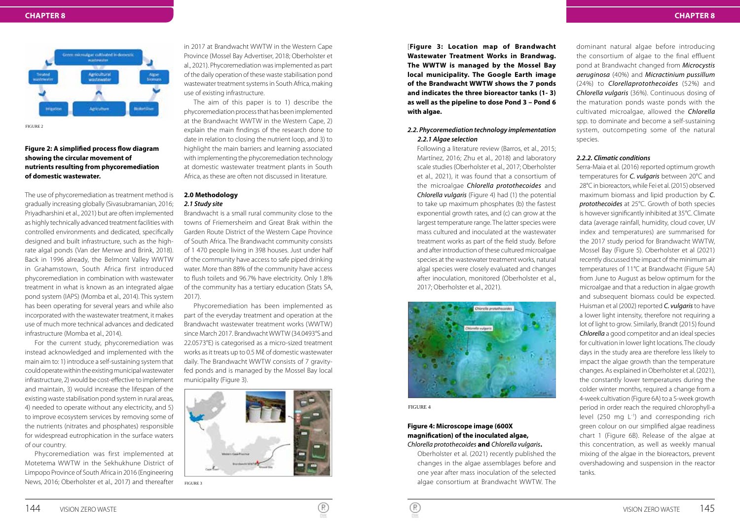FIGURE 2

**Figure 2: A simplified process flow diagram showing the circular movement of nutrients resulting from phycoremediation of domestic wastewater.**

The use of phycoremediation as treatment method is gradually increasing globally (Sivasubramanian, 2016; Priyadharshini et al., 2021) but are often implemented as highly technically advanced treatment facilities with controlled environments and dedicated, specifically designed and built infrastructure, such as the high-rate algal ponds (Van der Merwe and Brink, 2018). Back in 1996 already, the Belmont Valley WWTW in Grahamstown, South Africa first introduced phycoremediation in combination with wastewater treatment in what is known as an integrated algae pond system (IAPS) (Momba et al., 2014). This system has been operating for several years and while also incorporated with the wastewater treatment, it makes use of much more technical advances and dedicated infrastructure (Momba et al., 2014).

For the current study, phycoremediation was instead acknowledged and implemented with the main aim to: 1) introduce a self-sustaining system that could operate within the existing municipal wastewater infrastructure, 2) would be cost-effective to implement and maintain, 3) would increase the lifespan of the existing waste stabilisation pond system in rural areas, 4) needed to operate without any electricity, and 5) to improve ecosystem services by removing some of the nutrients (nitrates and phosphates) responsible for widespread eutrophication in the surface waters of our country.

Phycoremediation was first implemented at Motetema WWTW in the Sekhukhune District of Limpopo Province of South Africa in 2016 (Engineering News, 2016; Oberholster et al., 2017) and thereafter in 2017 at Brandwacht WWTW in the Western Cape Province (Mossel Bay Advertiser, 2018; Oberholster et al., 2021). Phycoremediation was implemented as part of the daily operation of these waste stabilisation pond wastewater treatment systems in South Africa, making use of existing infrastructure.

The aim of this paper is to 1) describe the phycoremediation process that has been implemented at the Brandwacht WWTW in the Western Cape, 2) explain the main findings of the research done to date in relation to closing the nutrient loop, and 3) to highlight the main barriers and learning associated with implementing the phycoremediation technology at domestic wastewater treatment plants in South Africa, as these are often not discussed in literature.

## 2.0 Methodology

### 2.1 Study site

Brandwacht is a small rural community close to the towns of Friemersheim and Great Brak within the Garden Route District of the Western Cape Province of South Africa. The Brandwacht community consists of 1 470 people living in 398 houses. Just under half of the community have access to safe piped drinking water. More than 88% of the community have access to flush toilets and 96.7% have electricity. Only 1.8% of the community has a tertiary education (Stats SA, 2017).

Phycoremediation has been implemented as part of the everyday treatment and operation at the Brandwacht wastewater treatment works (WWTW) since March 2017. Brandwacht WWTW (34.0493°S and 22.0573°E) is categorised as a micro-sized treatment works as it treats up to 0.5 Mℓ of domestic wastewater daily. The Brandwacht WWTW consists of 7 gravity-fed ponds and is managed by the Mossel Bay local municipality (Figure 3).

FIGURE 3

**[Figure 3: Location map of Brandwacht Wastewater Treatment Works in Brandwag. The WWTW is managed by the Mossel Bay local municipality. The Google Earth image of the Brandwacht WWTW shows the 7 ponds and indicates the three bioreactor tanks (1- 3) as well as the pipeline to dose Pond 3 – Pond 6 with algae.**

### *2.2. Phycoremediation technology implementation*

#### *2.2.1 Algae selection*

Following a literature review (Barros, et al., 2015; Martínez, 2016; Zhu et al., 2018) and laboratory scale studies (Oberholster et al., 2017; Oberholster et al., 2021), it was found that a consortium of the microalgae ***Chlorella protothecoides*** and ***Chlorella vulgaris*** (Figure 4) had (1) the potential to take up maximum phosphates (b) the fastest exponential growth rates, and (c) can grow at the largest temperature range. The latter species were mass cultured and inoculated at the wastewater treatment works as part of the field study. Before and after introduction of these cultured microalgae species at the wastewater treatment works, natural algal species were closely evaluated and changes after inoculation, monitored (Oberholster et al., 2017; Oberholster et al., 2021).

FIGURE 4

**Figure 4: Microscope image (600X magnification) of the inoculated algae, *Chlorella protothecoides* and *Chlorella vulgaris*.**

Oberholster et al. (2021) recently published the changes in the algae assemblages before and one year after mass inoculation of the selected algae consortium at Brandwacht WWTW. The dominant natural algae before introducing the consortium of algae to the final effluent pond at Brandwacht changed from ***Microcystis aeruginosa*** (40%) and ***Micractinium pussillum*** (24%) to ***Clorellaprotothecoides*** (52%) and ***Chlorella vulgaris*** (36%). Continuous dosing of the maturation ponds waste ponds with the cultivated microalgae, allowed the ***Chlorella*** spp. to dominate and become a self-sustaining system, outcompeting some of the natural species.

#### *2.2.2. Climatic conditions*

Serra-Maia et al. (2016) reported optimum growth temperatures for ***C. vulgaris*** between 20°C and 28°C in bioreactors, while Fei et al. (2015) observed maximum biomass and lipid production by ***C. protothecoides*** at 25°C. Growth of both species is however significantly inhibited at 35°C. Climate data (average rainfall, humidity, cloud cover, UV index and temperatures) are summarised for the 2017 study period for Brandwacht WWTW, Mossel Bay (Figure 5). Oberholster et al (2021) recently discussed the impact of the minimum air temperatures of 11°C at Brandwacht (Figure 5A) from June to August as below optimum for the microalgae and that a reduction in algae growth and subsequent biomass could be expected. Huisman et al (2002) reported ***C. vulgaris*** to have a lower light intensity, therefore not requiring a lot of light to grow. Similarly, Brandt (2015) found ***Chlorella*** a good competitor and an ideal species for cultivation in lower light locations. The cloudy days in the study area are therefore less likely to impact the algae growth than the temperature changes. As explained in Oberholster et al. (2021), the constantly lower temperatures during the colder winter months, required a change from a 4-week cultivation (Figure 6A) to a 5-week growth period in order reach the required chlorophyll-a level (250 mg $L^{-1}$) and corresponding rich green colour on our simplified algae readiness chart 1 (Figure 6B). Release of the algae at this concentration, as well as weekly manual mixing of the algae in the bioreactors, prevent overshadowing and suspension in the reactor tanks.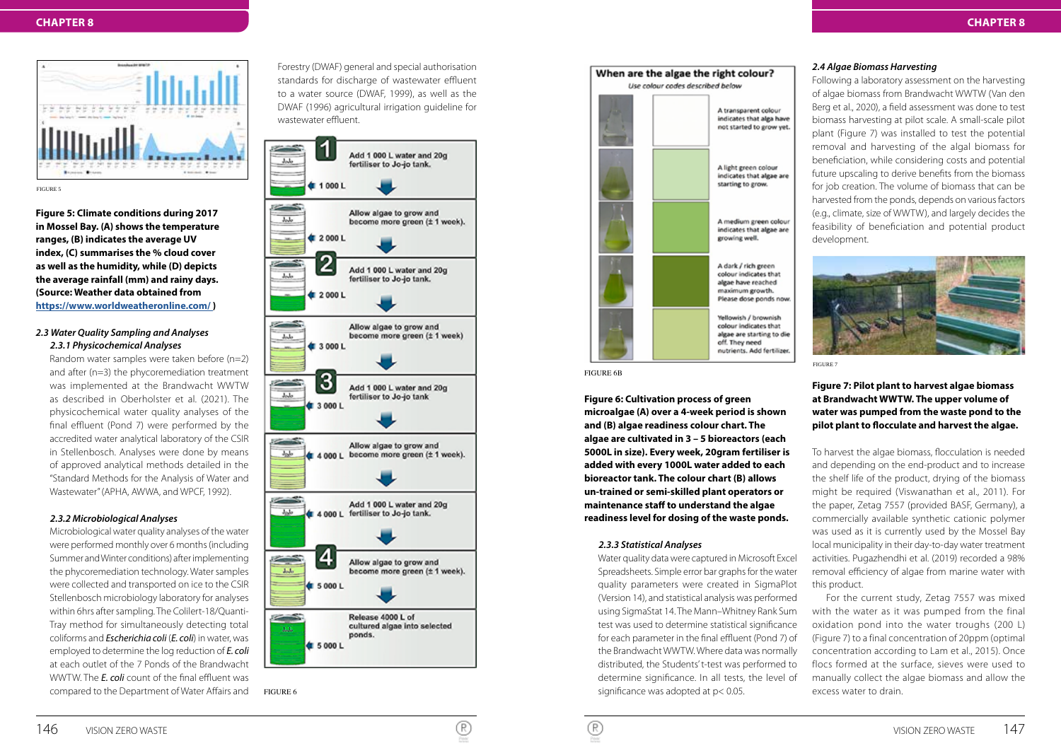FIGURE 5

**Figure 5: Climate conditions during 2017 in Mossel Bay. (A) shows the temperature ranges, (B) indicates the average UV index, (C) summarises the % cloud cover as well as the humidity, while (D) depicts the average rainfall (mm) and rainy days. (Source: Weather data obtained from https://www.worldweatheronline.com/ )**

*2.3 Water Quality Sampling and Analyses*

*2.3.1 Physicochemical Analyses*

Random water samples were taken before (n=2) and after (n=3) the phycoremediation treatment was implemented at the Brandwacht WWTW as described in Oberholster et al. (2021). The physicochemical water quality analyses of the final effluent (Pond 7) were performed by the accredited water analytical laboratory of the CSIR in Stellenbosch. Analyses were done by means of approved analytical methods detailed in the "Standard Methods for the Analysis of Water and Wastewater" (APHA, AWWA, and WPCF, 1992).

*2.3.2 Microbiological Analyses*

Microbiological water quality analyses of the water were performed monthly over 6 months (including Summer and Winter conditions) after implementing the phycoremediation technology. Water samples were collected and transported on ice to the CSIR Stellenbosch microbiology laboratory for analyses within 6hrs after sampling. The Colilert-18/Quanti-Tray method for simultaneously detecting total coliforms and *Escherichia coli* (*E. coli*) in water, was employed to determine the log reduction of *E. coli* at each outlet of the 7 Ponds of the Brandwacht WWTW. The *E. coli* count of the final effluent was compared to the Department of Water Affairs and Forestry (DWAF) general and special authorisation standards for discharge of wastewater effluent to a water source (DWAF, 1999), as well as the DWAF (1996) agricultural irrigation guideline for wastewater effluent.

FIGURE 6

FIGURE 6B

**Figure 6: Cultivation process of green microalgae (A) over a 4-week period is shown and (B) algae readiness colour chart. The algae are cultivated in 3 – 5 bioreactors (each 5000L in size). Every week, 20gram fertiliser is added with every 1000L water added to each bioreactor tank. The colour chart (B) allows un-trained or semi-skilled plant operators or maintenance staff to understand the algae readiness level for dosing of the waste ponds.**

*2.3.3 Statistical Analyses*

Water quality data were captured in Microsoft Excel Spreadsheets. Simple error bar graphs for the water quality parameters were created in SigmaPlot (Version 14), and statistical analysis was performed using SigmaStat 14. The Mann–Whitney Rank Sum test was used to determine statistical significance for each parameter in the final effluent (Pond 7) of the Brandwacht WWTW. Where data was normally distributed, the Students' t-test was performed to determine significance. In all tests, the level of significance was adopted at $p < 0.05$.

*2.4 Algae Biomass Harvesting*

Following a laboratory assessment on the harvesting of algae biomass from Brandwacht WWTW (Van den Berg et al., 2020), a field assessment was done to test biomass harvesting at pilot scale. A small-scale pilot plant (Figure 7) was installed to test the potential removal and harvesting of the algal biomass for beneficiation, while considering costs and potential future upscaling to derive benefits from the biomass for job creation. The volume of biomass that can be harvested from the ponds, depends on various factors (e.g., climate, size of WWTW), and largely decides the feasibility of beneficiation and potential product development.

FIGURE 7

**Figure 7: Pilot plant to harvest algae biomass at Brandwacht WWTW. The upper volume of water was pumped from the waste pond to the pilot plant to flocculate and harvest the algae.**

To harvest the algae biomass, flocculation is needed and depending on the end-product and to increase the shelf life of the product, drying of the biomass might be required (Viswanathan et al., 2011). For the paper, Zetag 7557 (provided BASF, Germany), a commercially available synthetic cationic polymer was used as it is currently used by the Mossel Bay local municipality in their day-to-day water treatment activities. Pugazhendhi et al. (2019) recorded a 98% removal efficiency of algae from marine water with this product.

For the current study, Zetag 7557 was mixed with the water as it was pumped from the final oxidation pond into the water troughs (200 L) (Figure 7) to a final concentration of 20ppm (optimal concentration according to Lam et al., 2015). Once flocs formed at the surface, sieves were used to manually collect the algae biomass and allow the excess water to drain.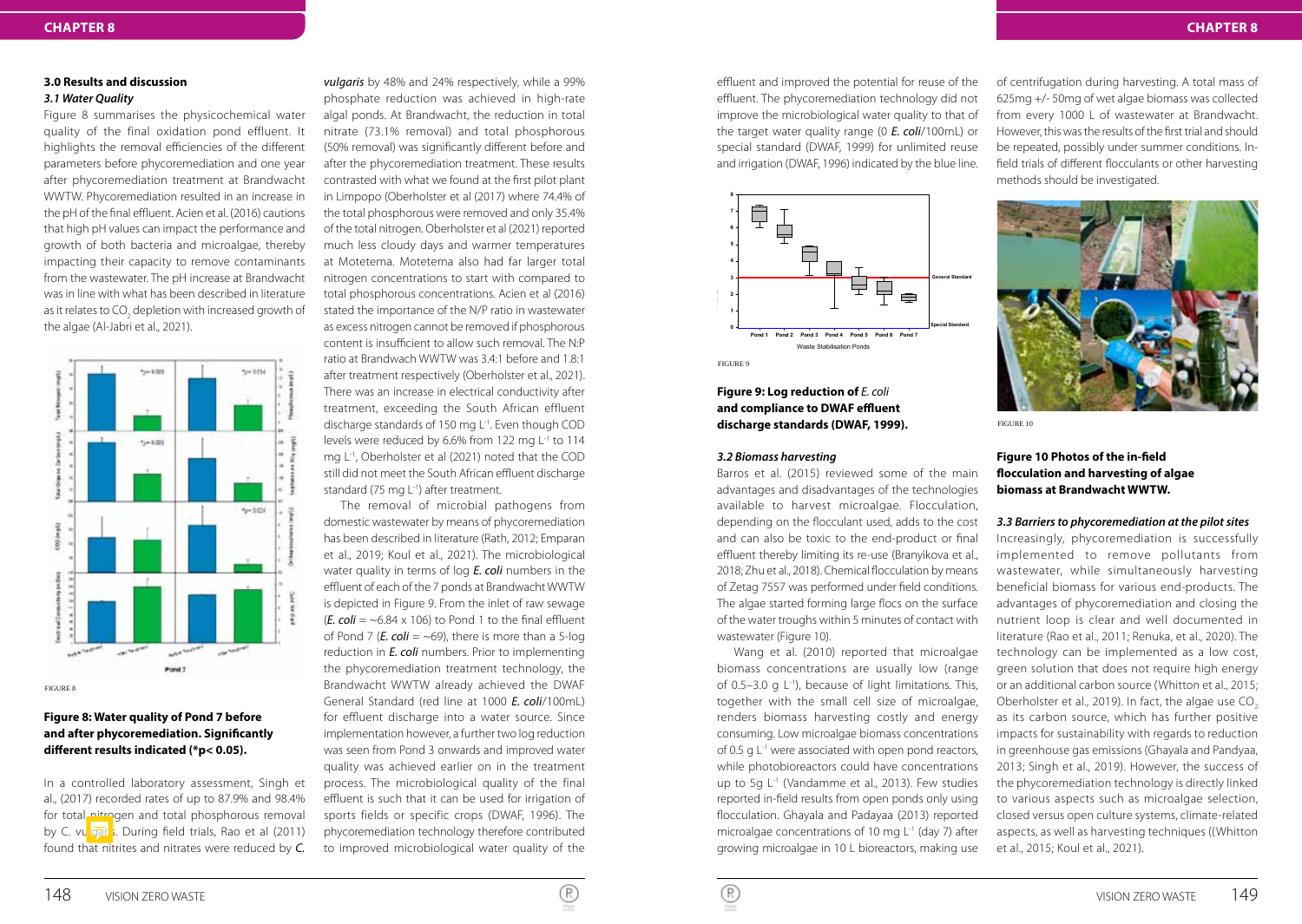### 3.0 Results and discussion

#### *3.1 Water Quality*

Figure 8 summarises the physicochemical water quality of the final oxidation pond effluent. It highlights the removal efficiencies of the different parameters before phycoremediation and one year after phycoremediation treatment at Brandwacht WWTW. Phycoremediation resulted in an increase in the pH of the final effluent. Acien et al. (2016) cautions that high pH values can impact the performance and growth of both bacteria and microalgae, thereby impacting their capacity to remove contaminants from the wastewater. The pH increase at Brandwacht was in line with what has been described in literature as it relates to $CO_2$ depletion with increased growth of the algae (Al-Jabri et al., 2021).

FIGURE 8

**Figure 8: Water quality of Pond 7 before and after phycoremediation. Significantly different results indicated (*p< 0.05).**

In a controlled laboratory assessment, Singh et al., (2017) recorded rates of up to 87.9% and 98.4% for total nitrogen and total phosphorous removal by C. vulgaris. During field trials, Rao et al (2011) found that nitrites and nitrates were reduced by *C. vulgaris* by 48% and 24% respectively, while a 99% phosphate reduction was achieved in high-rate algal ponds. At Brandwacht, the reduction in total nitrate (73.1% removal) and total phosphorous (50% removal) was significantly different before and after the phycoremediation treatment. These results contrasted with what we found at the first pilot plant in Limpopo (Oberholster et al (2017) where 74.4% of the total phosphorous were removed and only 35.4% of the total nitrogen. Oberholster et al (2021) reported much less cloudy days and warmer temperatures at Motetema. Motetema also had far larger total nitrogen concentrations to start with compared to total phosphorous concentrations. Acien et al (2016) stated the importance of the N/P ratio in wastewater as excess nitrogen cannot be removed if phosphorous content is insufficient to allow such removal. The N:P ratio at Brandwach WWTW was 3.4:1 before and 1.8:1 after treatment respectively (Oberholster et al., 2021). There was an increase in electrical conductivity after treatment, exceeding the South African effluent discharge standards of 150 mg $L^{-1}$. Even though COD levels were reduced by 6.6% from 122 mg $L^{-1}$ to 114 mg $L^{-1}$, Oberholster et al (2021) noted that the COD still did not meet the South African effluent discharge standard (75 mg $L^{-1}$) after treatment.

The removal of microbial pathogens from domestic wastewater by means of phycoremediation has been described in literature (Rath, 2012; Emparan et al., 2019; Koul et al., 2021). The microbiological water quality in terms of log ***E. coli*** numbers in the effluent of each of the 7 ponds at Brandwacht WWTW is depicted in Figure 9. From the inlet of raw sewage (***E. coli*** = ~6.84 x 106) to Pond 1 to the final effluent of Pond 7 (***E. coli*** = ~69), there is more than a 5-log reduction in ***E. coli*** numbers. Prior to implementing the phycoremediation treatment technology, the Brandwacht WWTW already achieved the DWAF General Standard (red line at 1000 ***E. coli***/100mL) for effluent discharge into a water source. Since implementation however, a further two log reduction was seen from Pond 3 onwards and improved water quality was achieved earlier on in the treatment process. The microbiological quality of the final effluent is such that it can be used for irrigation of sports fields or specific crops (DWAF, 1996). The phycoremediation technology therefore contributed to improved microbiological water quality of the effluent and improved the potential for reuse of the effluent. The phycoremediation technology did not improve the microbiological water quality to that of the target water quality range (0 ***E. coli***/100mL) or special standard (DWAF, 1999) for unlimited reuse and irrigation (DWAF, 1996) indicated by the blue line.

FIGURE 9

**Figure 9: Log reduction of *E. coli* and compliance to DWAF effluent discharge standards (DWAF, 1999).**

#### *3.2 Biomass harvesting*

Barros et al. (2015) reviewed some of the main advantages and disadvantages of the technologies available to harvest microalgae. Flocculation, depending on the flocculant used, adds to the cost and can also be toxic to the end-product or final effluent thereby limiting its re-use (Branyikova et al., 2018; Zhu et al., 2018). Chemical flocculation by means of Zetag 7557 was performed under field conditions. The algae started forming large flocs on the surface of the water troughs within 5 minutes of contact with wastewater (Figure 10).

Wang et al. (2010) reported that microalgae biomass concentrations are usually low (range of 0.5–3.0 g $L^{-1}$), because of light limitations. This, together with the small cell size of microalgae, renders biomass harvesting costly and energy consuming. Low microalgae biomass concentrations of 0.5 g $L^{-1}$ were associated with open pond reactors, while photobioreactors could have concentrations up to 5g $L^{-1}$ (Vandamme et al., 2013). Few studies reported in-field results from open ponds only using flocculation. Ghayala and Padayaa (2013) reported microalgae concentrations of 10 mg $L^{-1}$ (day 7) after growing microalgae in 10 L bioreactors, making use of centrifugation during harvesting. A total mass of 625mg +/- 50mg of wet algae biomass was collected from every 1000 L of wastewater at Brandwacht. However, this was the results of the first trial and should be repeated, possibly under summer conditions. In-field trials of different flocculants or other harvesting methods should be investigated.

FIGURE 10

**Figure 10 Photos of the in-field flocculation and harvesting of algae biomass at Brandwacht WWTW.**

#### *3.3 Barriers to phycoremediation at the pilot sites*

Increasingly, phycoremediation is successfully implemented to remove pollutants from wastewater, while simultaneously harvesting beneficial biomass for various end-products. The advantages of phycoremediation and closing the nutrient loop is clear and well documented in literature (Rao et al., 2011; Renuka, et al., 2020). The technology can be implemented as a low cost, green solution that does not require high energy or an additional carbon source (Whitton et al., 2015; Oberholster et al., 2019). In fact, the algae use $CO_2$ as its carbon source, which has further positive impacts for sustainability with regards to reduction in greenhouse gas emissions (Ghayala and Pandyaa, 2013; Singh et al., 2019). However, the success of the phycoremediation technology is directly linked to various aspects such as microalgae selection, closed versus open culture systems, climate-related aspects, as well as harvesting techniques ((Whitton et al., 2015; Koul et al., 2021).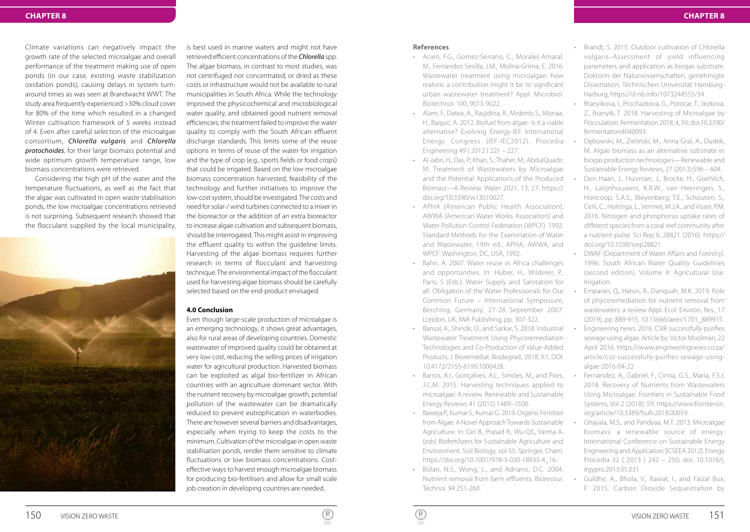Climate variations can negatively impact the growth rate of the selected microalgae and overall performance of the treatment making use of open ponds (in our case, existing waste stabilization oxidation ponds), causing delays in system turn-around times as was seen at Brandwacht WWT. The study area frequently experienced >30% cloud cover for 80% of the time which resulted in a changed Winter cultivation framework of 5 weeks instead of 4. Even after careful selection of the microalgae consortium, ***Chlorella vulgaris*** and ***Chlorella protochoides***, for their large biomass potential and wide optimum growth temperature range, low biomass concentrations were retrieved.

Considering the high pH of the water and the temperature fluctuations, as well as the fact that the algae was cultivated in open waste stabilisation ponds, the low microalgae concentrations retrieved is not surprising. Subsequent research showed that the flocculant supplied by the local municipality, is best used in marine waters and might not have retrieved efficient concentrations of the *Chlorella* spp. The algae biomass, in contrast to most studies, was not centrifuged nor concentrated, or dried as these costs or infrastructure would not be available to rural municipalities in South Africa. While the technology improved the physicochemical and microbiological water quality, and obtained good nutrient removal efficiencies, the treatment failed to improve the water quality to comply with the South African effluent discharge standards. This limits some of the reuse options in terms of reuse of the water for irrigation and the type of crop (e.g., sports fields or food crops) that could be irrigated. Based on the low microalgae biomass concentration harvested, feasibility of the technology and further initiatives to improve the low-cost system, should be investigated. The costs and need for solar-/ wind turbines connected to a mixer in the bioreactor or the addition of an extra bioreactor to increase algae cultivation and subsequent biomass, should be interrogated. This might assist in improving the effluent quality to within the guideline limits. Harvesting of the algae biomass requires further research in terms of flocculant and harvesting technique. The environmental impact of the flocculant used for harvesting algae biomass should be carefully selected based on the end-product envisaged.

### 4.0 Conclusion

Even though large-scale production of microalgae is an emerging technology, it shows great advantages, also for rural areas of developing countries. Domestic wastewater of improved quality could be obtained at very low cost, reducing the selling prices of irrigation water for agricultural production. Harvested biomass can be exploited as algal bio-fertilizer in African countries with an agriculture dominant sector. With the nutrient recovery by microalgae growth, potential pollution of the wastewater can be dramatically reduced to prevent eutrophication in waterbodies. There are however several barriers and disadvantages, especially when trying to keep the costs to the minimum. Cultivation of the microalgae in open waste stabilisation ponds, render them sensitive to climate fluctuations or low biomass concentrations. Cost-effective ways to harvest enough microalgae biomass for producing bio-fertilisers and allow for small scale job creation in developing countries are needed.

### References

- Acien, F.G., Gomez-Serrano, C., Morales-Amaral, M., Fernandez-Sevilla, J.M., Molina-Grima, E. 2016. Wastewater treatment using microalgae: how realistic a contribution might it be to significant urban wastewater treatment? Appl. Microbiol. Biotechnol. 100, 9013-9022.
- Alam, F., Datea, A., Rasjidina, R., Mobinb, S., Moriaa, H., Baquic, A. 2012. Biofuel from algae- Is it a viable alternative? Evolving Energy-IEF International Energy Congress (IEF-IEC2012). Procedia Engineering 49 ( 2012 ) 221 – 227.
- Al-Jabri, H.; Das, P.; Khan, S.; Thaher, M.; AbdulQuadir, M. Treatment of Wastewaters by Microalgae and the Potential Applications of the Produced Biomass—A Review. Water 2021, 13, 27. https://doi.org/10.3390/w13010027.
- APHA (American Public Health Association), AWWA (American Water Works Association) and Water Pollution Control Federation (WPCF). 1992. Standard Methods for the Examination of Water and Wastewater, 19th ed.; APHA, AWWA, and WPCF: Washington, DC, USA, 1992.
- Bahri, A. 2007. Water reuse in Africa challenges and opportunities. In: Huber, H., Wilderer, P., Paris, S (Eds.). Water Supply and Sanitation for all: Obligation of the Water Professionals for Our Common Future – International Symposium, Berching, Germany, 27-28 September 2007. London, UK, IWA Publishing, pp. 307-322.
- Bansal, A., Shinde, O., and Sarkar, S. 2018. Industrial Wastewater Treatment Using Phycoremediation Technologies and Co-Production of Value-Added Products. J. Bioremediat. Biodegrad., 2018, 9:1, DOI: 10.4172/2155-6199.1000428.
- Barros, A.I., Gonçalves, A.L., Simões, M., and Pires, J.C.M. 2015. Harvesting techniques applied to microalgae: A review. Renewable and Sustainable Energy Reviews 41 (2015) 1489–1500.
- Baweja P., Kumar S., Kumar G. 2019. Organic Fertilizer from Algae: A Novel Approach Towards Sustainable Agriculture. In: Giri B., Prasad R., Wu QS., Varma A. (eds) Biofertilizers for Sustainable Agriculture and Environment. Soil Biology, vol 55. Springer, Cham. https://doi.org/10.1007/978-3-030-18933-4_16.
- Bolan, N.S., Wong, L., and Adriano, D.C. 2004. Nutrient removal from farm effluents. Bioresour. Technol. 94 251-260.
- Brandt, S. 2015. Outdoor cultivation of Chlorella vulgaris–Assessment of yield influencing parameters and application as biogas substrate. Doktorin der Naturwissenschaften, genehmigte Dissertation, Technischen Universität Hamburg-Harburg, https://d-nb.info/1073244555/34
- Branyikova, I., Prochazkova, G., Potocar, T., Jezkova, Z., Branyik, T. 2018. Harvesting of Microalgae by Flocculation. Fermentation 2018, 4, 93; doi:10.3390/fermentation4040093.
- Dębowski, M., Zieliński, M., Anna Gral, A., Dudek, M. Algae biomass as an alternative substrate in biogas production technologies—Renewable and Sustainable Energy Reviews, 27 (2013):596 – 604.
- Den Haan, J., Huisman, J., Brocke, H., Goehlich, H., Latijnhouwers, K.R.W., van Heeringen, S., Honcoop, S.A.S., Bleyenberg, T.E., Schouten, S., Cerli, C., Hoitinga, L., Vermeij, M.J.A., and Visser, P.M. 2016. Nitrogen and phosphorus uptake rates of different species from a coral reef community after a nutrient pulse. Sci Rep 6, 28821 (2016). https://doi.org/10.1038/srep28821
- DWAF (Department of Water Affairs and Forestry). 1996. South African Water Quality Guidelines (second edition). Volume 4: Agricultural Use: Irrigation.
- Emparan, Q., Harun, R., Danquah, M.K. 2019. Role of phycoremediation for nutrient removal from wastewaters: a review Appl. Ecol. Environ. Res., 17 (2019), pp. 889-915, 10.15666/aeer/1701_889915
- Engineering news. 2016. CSIR successfully purifies sewage using algae. Article by: Victor Moolman, 22 April 2016. https://www.engineeringnews.co.za/article/csir-successfully-purifies-sewage-using-algae-2016-04-22
- Fernández, A., Gabriel, F., Cintia, G.S., María, F.S.J. 2018. Recovery of Nutrients from Wastewaters Using Microalgae. Frontiers in Sustainable Food Systems, Vol 2 (2018): 59, https://www.frontiersin.org/article/10.3389/fsufs.2018.00059.
- Ghayala, M.S., and Pandyaa, M.T. 2013. Microalgae biomass: a renewable source of energy. International Conference on Sustainable Energy Engineering and Application [ICSEEA 2012]. Energy Procedia 32 ( 2013 ) 242 – 250; doi: 10.1016/j.egypro.2013.05.031
- Guldhe, A., Bhola, V., Rawat, I., and Faizal Bux, F. 2015. Carbon Dioxide Sequestration by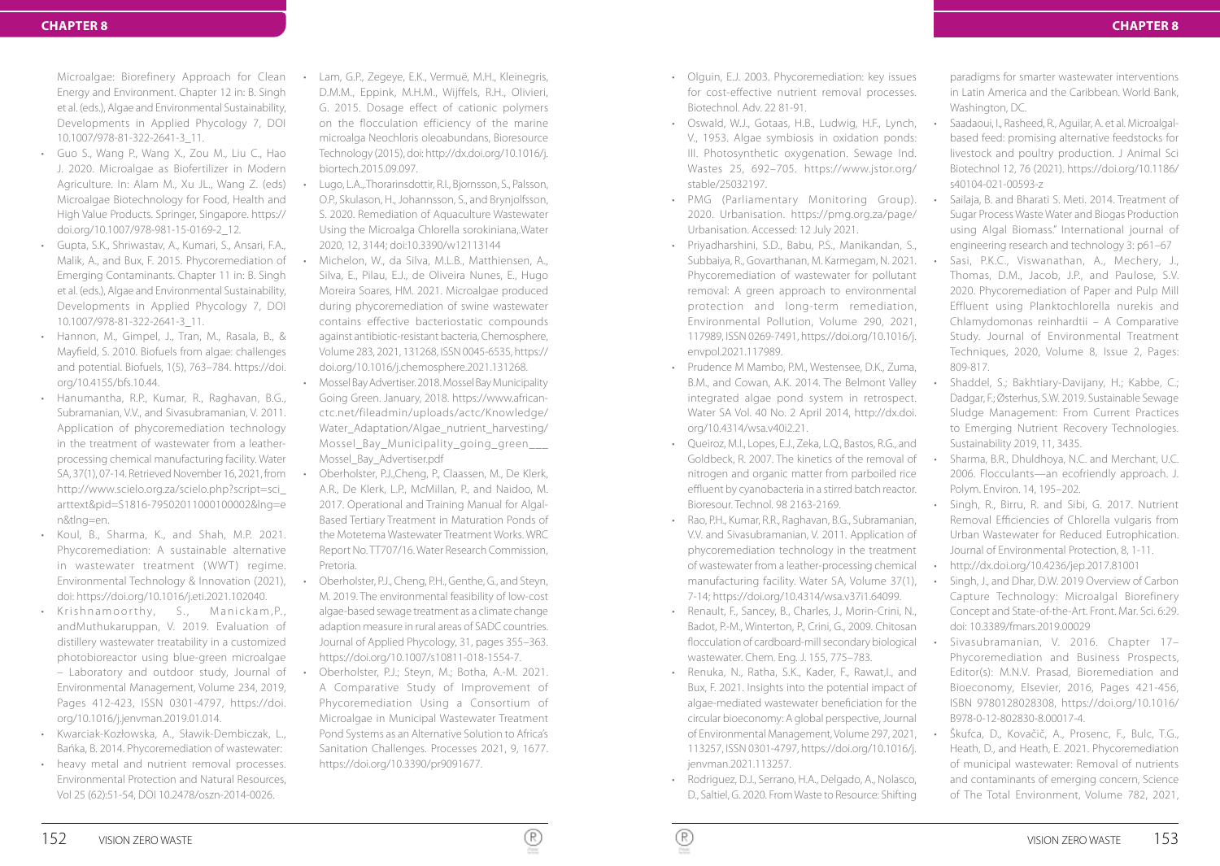Microalgae: Biorefinery Approach for Clean Energy and Environment. Chapter 12 in: B. Singh et al. (eds.), Algae and Environmental Sustainability, Developments in Applied Phycology 7, DOI 10.1007/978-81-322-2641-3_11.

- Guo S., Wang P., Wang X., Zou M., Liu C., Hao J. 2020. Microalgae as Biofertilizer in Modern Agriculture. In: Alam M., Xu JL., Wang Z. (eds) Microalgae Biotechnology for Food, Health and High Value Products. Springer, Singapore. https://doi.org/10.1007/978-981-15-0169-2_12.
- Gupta, S.K., Shriwastav, A., Kumari, S., Ansari, F.A., Malik, A., and Bux, F. 2015. Phycoremediation of Emerging Contaminants. Chapter 11 in: B. Singh et al. (eds.), Algae and Environmental Sustainability, Developments in Applied Phycology 7, DOI 10.1007/978-81-322-2641-3_11.
- Hannon, M., Gimpel, J., Tran, M., Rasala, B., & Mayfield, S. 2010. Biofuels from algae: challenges and potential. Biofuels, 1(5), 763–784. https://doi.org/10.4155/bfs.10.44.
- Hanumantha, R.P., Kumar, R., Raghavan, B.G., Subramanian, V.V., and Sivasubramanian, V. 2011. Application of phycoremediation technology in the treatment of wastewater from a leather-processing chemical manufacturing facility. Water SA, 37(1), 07-14. Retrieved November 16, 2021, from http://www.scielo.org.za/scielo.php?script=sci_arttext&pid=S1816-79502011000100002&lng=en&tlng=en.
- Koul, B., Sharma, K., and Shah, M.P. 2021. Phycoremediation: A sustainable alternative in wastewater treatment (WWT) regime. Environmental Technology & Innovation (2021), doi: https://doi.org/10.1016/j.eti.2021.102040.
- Krishnamoorthy, S., Manickam,P., andMuthukaruppan, V. 2019. Evaluation of distillery wastewater treatability in a customized photobioreactor using blue-green microalgae – Laboratory and outdoor study, Journal of Environmental Management, Volume 234, 2019, Pages 412-423, ISSN 0301-4797, https://doi.org/10.1016/j.jenvman.2019.01.014.
- Kwarciak-Kozłowska, A., Sławik-Dembiczak, L., Bańka, B. 2014. Phycoremediation of wastewater:
- heavy metal and nutrient removal processes. Environmental Protection and Natural Resources, Vol 25 (62):51-54, DOI 10.2478/oszn-2014-0026.
- Lam, G.P., Zegeye, E.K., Vermuë, M.H., Kleinegris, D.M.M., Eppink, M.H.M., Wijffels, R.H., Olivieri, G. 2015. Dosage effect of cationic polymers on the flocculation efficiency of the marine microalga Neochloris oleoabundans, Bioresource Technology (2015), doi: http://dx.doi.org/10.1016/j.biortech.2015.09.097.
- Lugo, L.A.,.Thorarinsdottir, R.I., Bjornsson, S., Palsson, O.P., Skulason, H., Johannsson, S., and Brynjolfsson, S. 2020. Remediation of Aquaculture Wastewater Using the Microalga Chlorella sorokiniana,.Water 2020, 12, 3144; doi:10.3390/w12113144
- Michelon, W., da Silva, M.L.B., Matthiensen, A., Silva, E., Pilau, E.J., de Oliveira Nunes, E., Hugo Moreira Soares, HM. 2021. Microalgae produced during phycoremediation of swine wastewater contains effective bacteriostatic compounds against antibiotic-resistant bacteria, Chemosphere, Volume 283, 2021, 131268, ISSN 0045-6535, https://doi.org/10.1016/j.chemosphere.2021.131268.
- Mossel Bay Advertiser. 2018. Mossel Bay Municipality Going Green. January, 2018. https://www.african-ctc.net/fileadmin/uploads/actc/Knowledge/Water_Adaptation/Algae_nutrient_harvesting/Mossel_Bay_Municipality_going_green___Mossel_Bay_Advertiser.pdf
- Oberholster, P.J.,Cheng, P., Claassen, M., De Klerk, A.R., De Klerk, L.P., McMillan, P., and Naidoo, M. 2017. Operational and Training Manual for Algal-Based Tertiary Treatment in Maturation Ponds of the Motetema Wastewater Treatment Works. WRC Report No. TT707/16. Water Research Commission, Pretoria.
- Oberholster, P.J., Cheng, P.H., Genthe, G., and Steyn, M. 2019. The environmental feasibility of low-cost algae-based sewage treatment as a climate change adaption measure in rural areas of SADC countries. Journal of Applied Phycology, 31, pages 355–363. https://doi.org/10.1007/s10811-018-1554-7.
- Oberholster, P.J.; Steyn, M.; Botha, A.-M. 2021. A Comparative Study of Improvement of Phycoremediation Using a Consortium of Microalgae in Municipal Wastewater Treatment Pond Systems as an Alternative Solution to Africa's Sanitation Challenges. Processes 2021, 9, 1677. https://doi.org/10.3390/pr9091677.
- Olguin, E.J. 2003. Phycoremediation: key issues for cost-effective nutrient removal processes. Biotechnol. Adv. 22 81-91.
- Oswald, W.J., Gotaas, H.B., Ludwig, H.F., Lynch, V., 1953. Algae symbiosis in oxidation ponds: III. Photosynthetic oxygenation. Sewage Ind. Wastes 25, 692–705. https://www.jstor.org/stable/25032197.
- PMG (Parliamentary Monitoring Group). 2020. Urbanisation. https://pmg.org.za/page/Urbanisation. Accessed: 12 July 2021.
- Priyadharshini, S.D., Babu, P.S., Manikandan, S., Subbaiya, R., Govarthanan, M. Karmegam, N. 2021. Phycoremediation of wastewater for pollutant removal: A green approach to environmental protection and long-term remediation, Environmental Pollution, Volume 290, 2021, 117989, ISSN 0269-7491, https://doi.org/10.1016/j.envpol.2021.117989.
- Prudence M Mambo, P.M., Westensee, D.K., Zuma, B.M., and Cowan, A.K. 2014. The Belmont Valley integrated algae pond system in retrospect. Water SA Vol. 40 No. 2 April 2014, http://dx.doi.org/10.4314/wsa.v40i2.21.
- Queiroz, M.I., Lopes, E.J., Zeka, L.Q., Bastos, R.G., and Goldbeck, R. 2007. The kinetics of the removal of nitrogen and organic matter from parboiled rice effluent by cyanobacteria in a stirred batch reactor. Bioresour. Technol. 98 2163-2169.
- Rao, P.H., Kumar, R.R., Raghavan, B.G., Subramanian, V.V. and Sivasubramanian, V. 2011. Application of phycoremediation technology in the treatment of wastewater from a leather-processing chemical manufacturing facility. Water SA, Volume 37(1), 7-14; https://doi.org/10.4314/wsa.v37i1.64099.
- Renault, F., Sancey, B., Charles, J., Morin-Crini, N., Badot, P.-M., Winterton, P., Crini, G., 2009. Chitosan flocculation of cardboard-mill secondary biological wastewater. Chem. Eng. J. 155, 775–783.
- Renuka, N., Ratha, S.K., Kader, F., Rawat,I., and Bux, F. 2021. Insights into the potential impact of algae-mediated wastewater beneficiation for the circular bioeconomy: A global perspective, Journal of Environmental Management, Volume 297, 2021, 113257, ISSN 0301-4797, https://doi.org/10.1016/j.jenvman.2021.113257.
- Rodriguez, D.J., Serrano, H.A., Delgado, A., Nolasco, D., Saltiel, G. 2020. From Waste to Resource: Shifting paradigms for smarter wastewater interventions in Latin America and the Caribbean. World Bank, Washington, DC.
- Saadaoui, I., Rasheed, R., Aguilar, A. et al. Microalgal-based feed: promising alternative feedstocks for livestock and poultry production. J Animal Sci Biotechnol 12, 76 (2021). https://doi.org/10.1186/s40104-021-00593-z
- Sailaja, B. and Bharati S. Meti. 2014. Treatment of Sugar Process Waste Water and Biogas Production using Algal Biomass." International journal of engineering research and technology 3: p61–67
- Sasi, P.K.C., Viswanathan, A., Mechery, J., Thomas, D.M., Jacob, J.P., and Paulose, S.V. 2020. Phycoremediation of Paper and Pulp Mill Effluent using Planktochlorella nurekis and Chlamydomonas reinhardtii – A Comparative Study. Journal of Environmental Treatment Techniques, 2020, Volume 8, Issue 2, Pages: 809-817.
- Shaddel, S.; Bakhtiary-Davijany, H.; Kabbe, C.; Dadgar, F.; Østerhus, S.W. 2019. Sustainable Sewage Sludge Management: From Current Practices to Emerging Nutrient Recovery Technologies. Sustainability 2019, 11, 3435.
- Sharma, B.R., Dhuldhoya, N.C. and Merchant, U.C. 2006. Flocculants—an ecofriendly approach. J. Polym. Environ. 14, 195–202.
- Singh, R., Birru, R. and Sibi, G. 2017. Nutrient Removal Efficiencies of Chlorella vulgaris from Urban Wastewater for Reduced Eutrophication. Journal of Environmental Protection, 8, 1-11.
- http://dx.doi.org/10.4236/jep.2017.81001
- Singh, J., and Dhar, D.W. 2019 Overview of Carbon Capture Technology: Microalgal Biorefinery Concept and State-of-the-Art. Front. Mar. Sci. 6:29. doi: 10.3389/fmars.2019.00029
- Sivasubramanian, V. 2016. Chapter 17– Phycoremediation and Business Prospects, Editor(s): M.N.V. Prasad, Bioremediation and Bioeconomy, Elsevier, 2016, Pages 421-456, ISBN 9780128028308, https://doi.org/10.1016/B978-0-12-802830-8.00017-4.
- Škufca, D., Kovačič, A., Prosenc, F., Bulc, T.G., Heath, D., and Heath, E. 2021. Phycoremediation of municipal wastewater: Removal of nutrients and contaminants of emerging concern, Science of The Total Environment, Volume 782, 2021,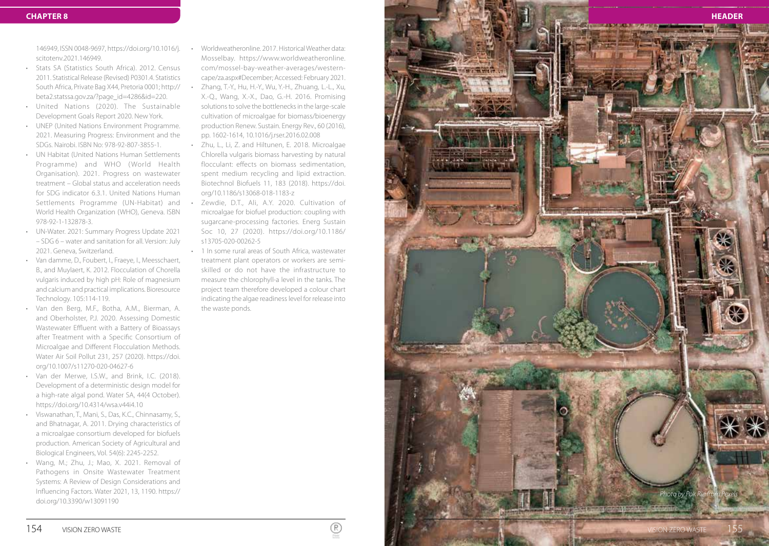146949, ISSN 0048-9697, https://doi.org/10.1016/j.scitotenv.2021.146949.

- Stats SA (Statistics South Africa). 2012. Census 2011. Statistical Release (Revised) P0301.4. Statistics South Africa, Private Bag X44, Pretoria 0001; http://beta2.statssa.gov.za/?page_id=4286&id=220.
- United Nations (2020). The Sustainable Development Goals Report 2020. New York.
- UNEP (United Nations Environment Programme. 2021. Measuring Progress: Environment and the SDGs. Nairobi. ISBN No: 978-92-807-3855-1.
- UN Habitat (United Nations Human Settlements Programme) and WHO (World Health Organisation). 2021. Progress on wastewater treatment – Global status and acceleration needs for SDG indicator 6.3.1. United Nations Human Settlements Programme (UN-Habitat) and World Health Organization (WHO), Geneva. ISBN 978-92-1-132878-3.
- UN-Water. 2021: Summary Progress Update 2021 – SDG 6 – water and sanitation for all. Version: July 2021. Geneva, Switzerland.
- Van damme, D., Foubert, I., Fraeye, I., Meesschaert, B., and Muylaert, K. 2012. Flocculation of Chorella vulgaris induced by high pH: Role of magnesium and calcium and practical implications. Bioresource Technology. 105:114-119.
- Van den Berg, M.F., Botha, A.M., Bierman, A. and Oberholster, P.J. 2020. Assessing Domestic Wastewater Effluent with a Battery of Bioassays after Treatment with a Specific Consortium of Microalgae and Different Flocculation Methods. Water Air Soil Pollut 231, 257 (2020). https://doi.org/10.1007/s11270-020-04627-6
- Van der Merwe, I.S.W., and Brink, I.C. (2018). Development of a deterministic design model for a high-rate algal pond. Water SA, 44(4 October). https://doi.org/10.4314/wsa.v44i4.10
- Viswanathan, T., Mani, S., Das, K.C., Chinnasamy, S., and Bhatnagar, A. 2011. Drying characteristics of a microalgae consortium developed for biofuels production. American Society of Agricultural and Biological Engineers, Vol. 54(6): 2245-2252.
- Wang, M.; Zhu, J.; Mao, X. 2021. Removal of Pathogens in Onsite Wastewater Treatment Systems: A Review of Design Considerations and Influencing Factors. Water 2021, 13, 1190. https://doi.org/10.3390/w13091190
- Worldweatheronline. 2017. Historical Weather data: Mosselbay. https://www.worldweatheronline.com/mossel-bay-weather-averages/western-cape/za.aspx#December; Accessed: February 2021.
- Zhang, T.-Y., Hu, H.-Y., Wu, Y.-H., Zhuang, L.-L., Xu, X.-Q., Wang, X.-X., Dao, G.-H. 2016. Promising solutions to solve the bottlenecks in the large-scale cultivation of microalgae for biomass/bioenergy production Renew. Sustain. Energy Rev., 60 (2016), pp. 1602-1614, 10.1016/j.rser.2016.02.008
- Zhu, L., Li, Z. and Hiltunen, E. 2018. Microalgae Chlorella vulgaris biomass harvesting by natural flocculant: effects on biomass sedimentation, spent medium recycling and lipid extraction. Biotechnol Biofuels 11, 183 (2018). https://doi.org/10.1186/s13068-018-1183-z
- Zewdie, D.T., Ali, A.Y. 2020. Cultivation of microalgae for biofuel production: coupling with sugarcane-processing factories. Energ Sustain Soc 10, 27 (2020). https://doi.org/10.1186/s13705-020-00262-5
- 1 In some rural areas of South Africa, wastewater treatment plant operators or workers are semi-skilled or do not have the infrastructure to measure the chlorophyll-a level in the tanks. The project team therefore developed a colour chart indicating the algae readiness level for release into the waste ponds.

*Photo by Pok Rie from Pexels*